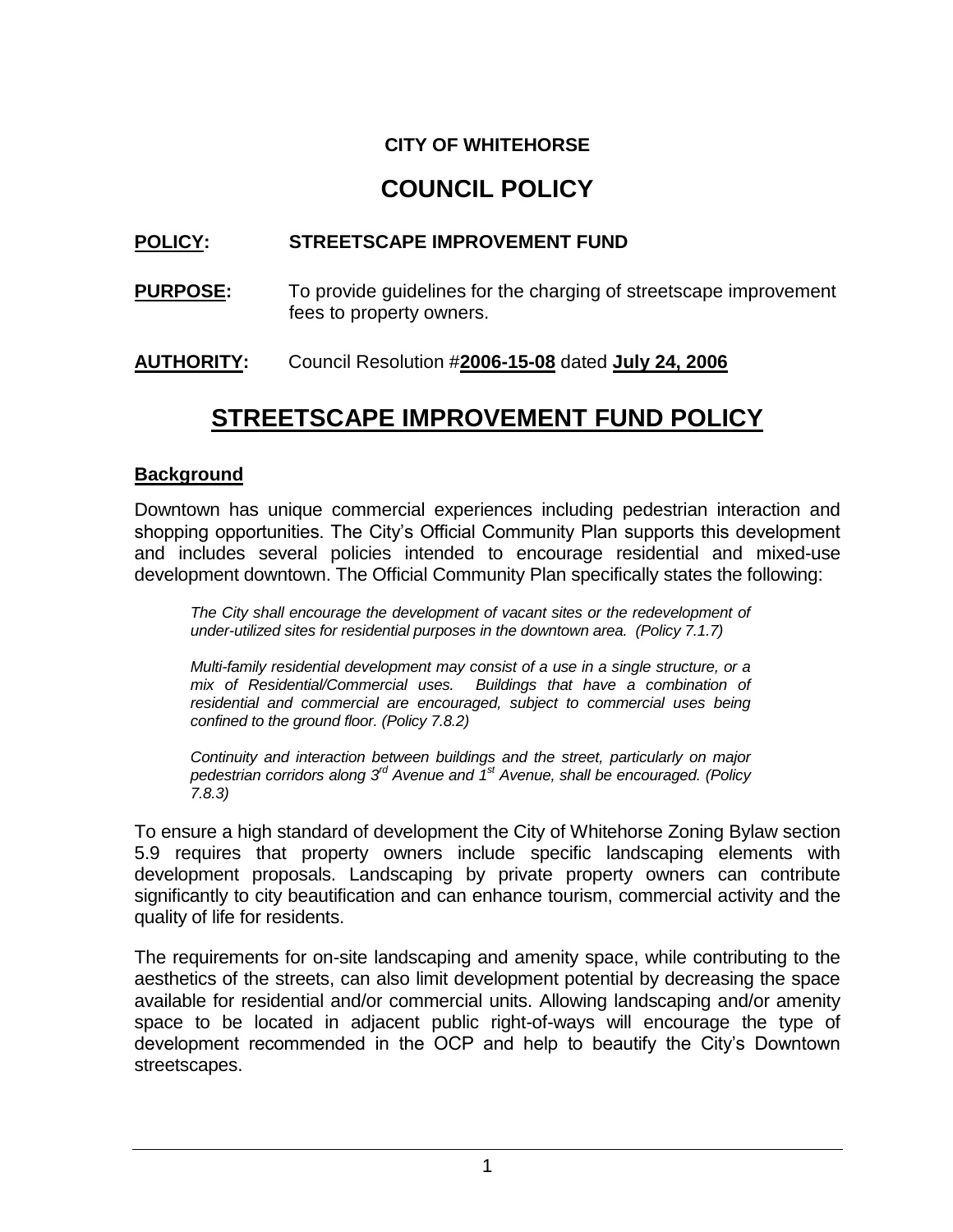**CITY OF WHITEHORSE**

# COUNCIL POLICY

**POLICY:** **STREETSCAPE IMPROVEMENT FUND**

**PURPOSE:** To provide guidelines for the charging of streetscape improvement fees to property owners.

**AUTHORITY:** Council Resolution #**2006-15-08** dated **July 24, 2006**

# STREETSCAPE IMPROVEMENT FUND POLICY

## Background

Downtown has unique commercial experiences including pedestrian interaction and shopping opportunities. The City's Official Community Plan supports this development and includes several policies intended to encourage residential and mixed-use development downtown. The Official Community Plan specifically states the following:

> *The City shall encourage the development of vacant sites or the redevelopment of under-utilized sites for residential purposes in the downtown area. (Policy 7.1.7)*
>
> *Multi-family residential development may consist of a use in a single structure, or a mix of Residential/Commercial uses. Buildings that have a combination of residential and commercial are encouraged, subject to commercial uses being confined to the ground floor. (Policy 7.8.2)*
>
> *Continuity and interaction between buildings and the street, particularly on major pedestrian corridors along 3rd Avenue and 1st Avenue, shall be encouraged. (Policy 7.8.3)*

To ensure a high standard of development the City of Whitehorse Zoning Bylaw section 5.9 requires that property owners include specific landscaping elements with development proposals. Landscaping by private property owners can contribute significantly to city beautification and can enhance tourism, commercial activity and the quality of life for residents.

The requirements for on-site landscaping and amenity space, while contributing to the aesthetics of the streets, can also limit development potential by decreasing the space available for residential and/or commercial units. Allowing landscaping and/or amenity space to be located in adjacent public right-of-ways will encourage the type of development recommended in the OCP and help to beautify the City's Downtown streetscapes.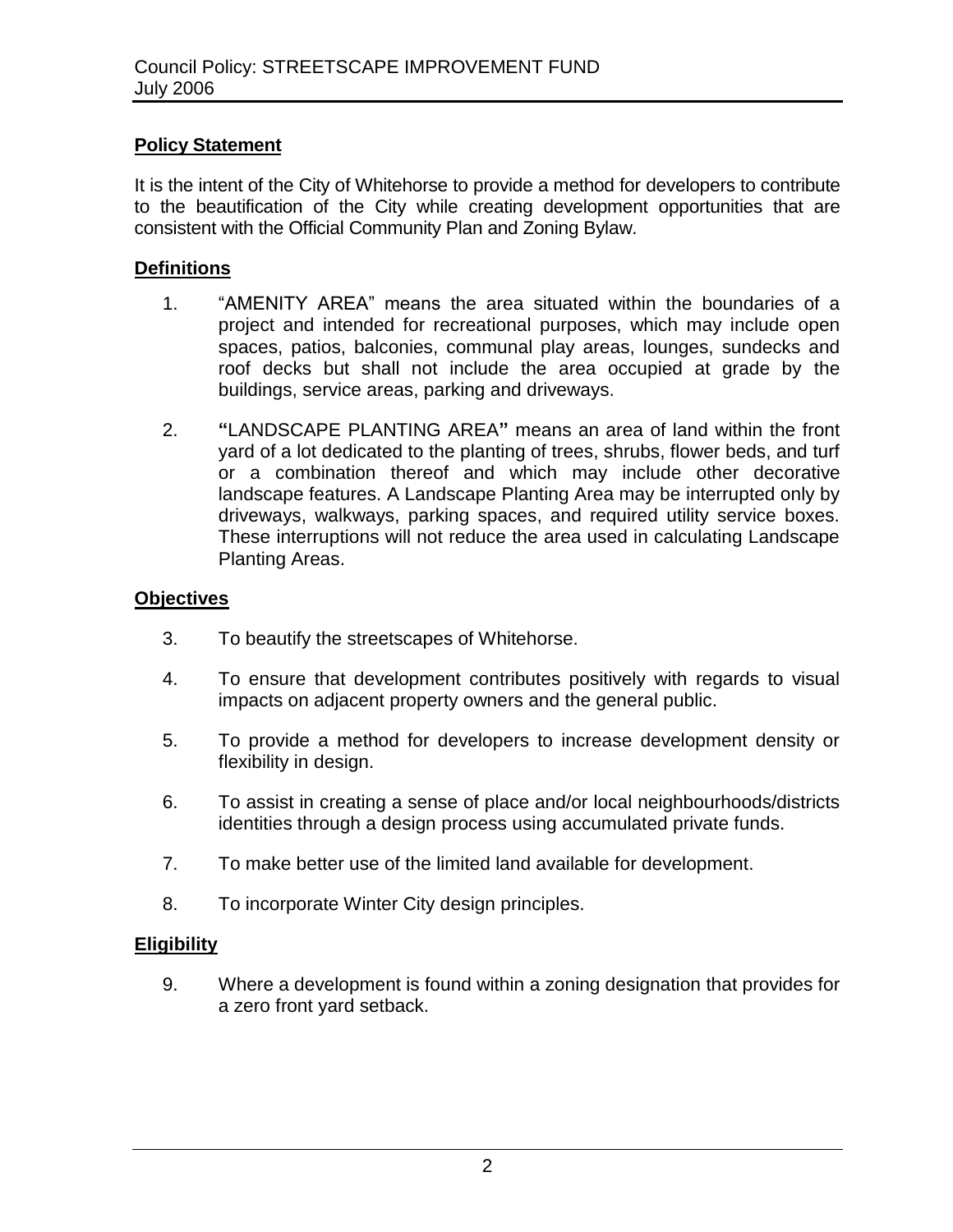## Policy Statement

It is the intent of the City of Whitehorse to provide a method for developers to contribute to the beautification of the City while creating development opportunities that are consistent with the Official Community Plan and Zoning Bylaw.

## Definitions

1. "AMENITY AREA" means the area situated within the boundaries of a project and intended for recreational purposes, which may include open spaces, patios, balconies, communal play areas, lounges, sundecks and roof decks but shall not include the area occupied at grade by the buildings, service areas, parking and driveways.

2. **"**LANDSCAPE PLANTING AREA**"** means an area of land within the front yard of a lot dedicated to the planting of trees, shrubs, flower beds, and turf or a combination thereof and which may include other decorative landscape features. A Landscape Planting Area may be interrupted only by driveways, walkways, parking spaces, and required utility service boxes. These interruptions will not reduce the area used in calculating Landscape Planting Areas.

## Objectives

3. To beautify the streetscapes of Whitehorse.

4. To ensure that development contributes positively with regards to visual impacts on adjacent property owners and the general public.

5. To provide a method for developers to increase development density or flexibility in design.

6. To assist in creating a sense of place and/or local neighbourhoods/districts identities through a design process using accumulated private funds.

7. To make better use of the limited land available for development.

8. To incorporate Winter City design principles.

## Eligibility

9. Where a development is found within a zoning designation that provides for a zero front yard setback.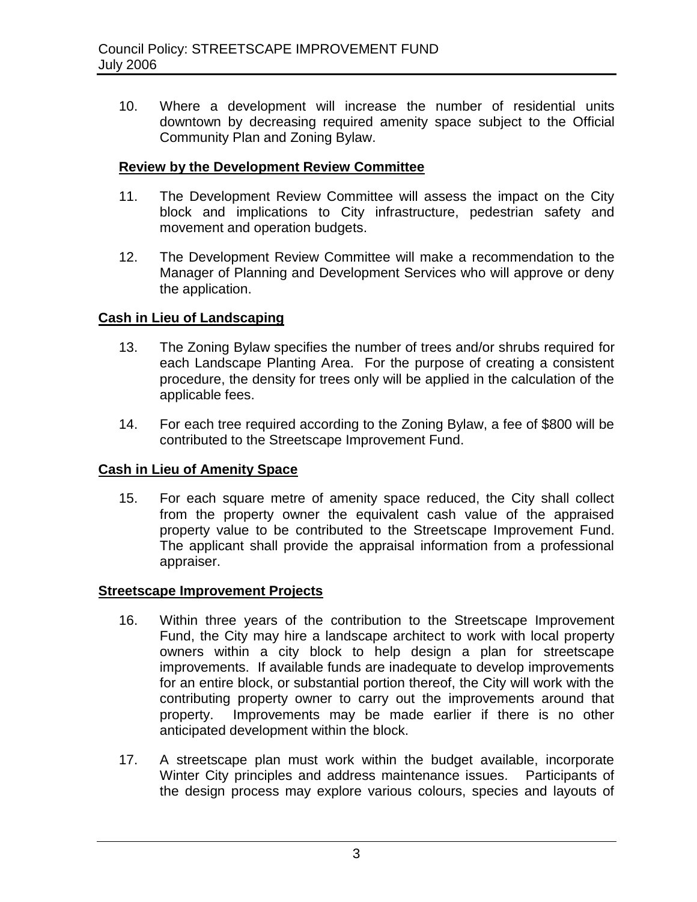10. Where a development will increase the number of residential units downtown by decreasing required amenity space subject to the Official Community Plan and Zoning Bylaw.

**Review by the Development Review Committee**

11. The Development Review Committee will assess the impact on the City block and implications to City infrastructure, pedestrian safety and movement and operation budgets.

12. The Development Review Committee will make a recommendation to the Manager of Planning and Development Services who will approve or deny the application.

**Cash in Lieu of Landscaping**

13. The Zoning Bylaw specifies the number of trees and/or shrubs required for each Landscape Planting Area. For the purpose of creating a consistent procedure, the density for trees only will be applied in the calculation of the applicable fees.

14. For each tree required according to the Zoning Bylaw, a fee of $800 will be contributed to the Streetscape Improvement Fund.

**Cash in Lieu of Amenity Space**

15. For each square metre of amenity space reduced, the City shall collect from the property owner the equivalent cash value of the appraised property value to be contributed to the Streetscape Improvement Fund. The applicant shall provide the appraisal information from a professional appraiser.

**Streetscape Improvement Projects**

16. Within three years of the contribution to the Streetscape Improvement Fund, the City may hire a landscape architect to work with local property owners within a city block to help design a plan for streetscape improvements. If available funds are inadequate to develop improvements for an entire block, or substantial portion thereof, the City will work with the contributing property owner to carry out the improvements around that property. Improvements may be made earlier if there is no other anticipated development within the block.

17. A streetscape plan must work within the budget available, incorporate Winter City principles and address maintenance issues. Participants of the design process may explore various colours, species and layouts of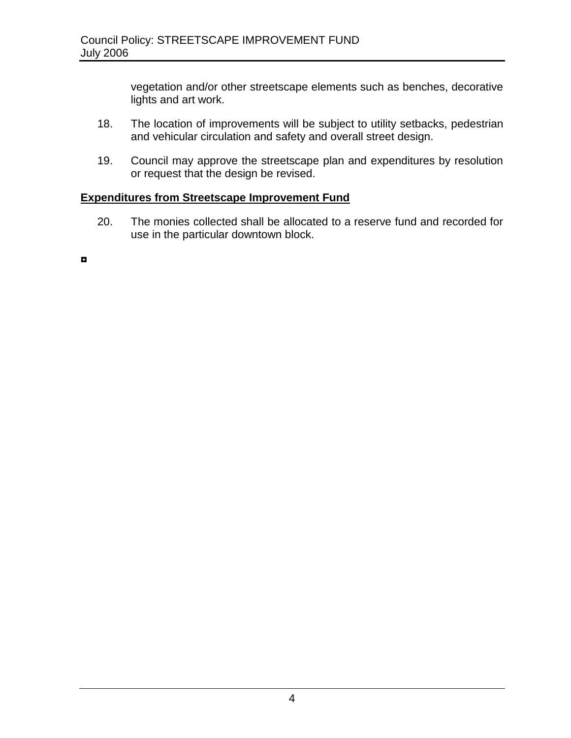vegetation and/or other streetscape elements such as benches, decorative lights and art work.

18. The location of improvements will be subject to utility setbacks, pedestrian and vehicular circulation and safety and overall street design.

19. Council may approve the streetscape plan and expenditures by resolution or request that the design be revised.

**Expenditures from Streetscape Improvement Fund**

20. The monies collected shall be allocated to a reserve fund and recorded for use in the particular downtown block.

◘